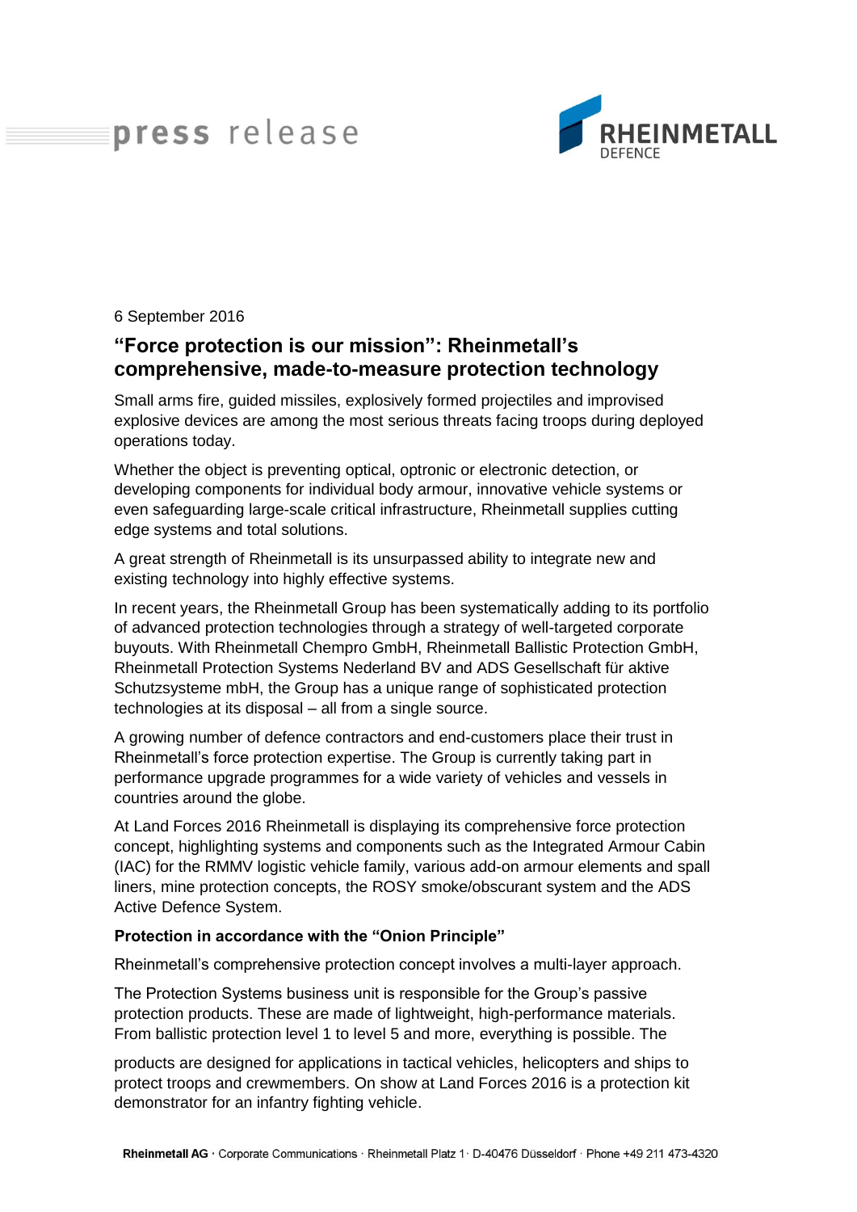press release

RHEINMETALL DEFENCE

6 September 2016

## "Force protection is our mission": Rheinmetall's comprehensive, made-to-measure protection technology

Small arms fire, guided missiles, explosively formed projectiles and improvised explosive devices are among the most serious threats facing troops during deployed operations today.

Whether the object is preventing optical, optronic or electronic detection, or developing components for individual body armour, innovative vehicle systems or even safeguarding large-scale critical infrastructure, Rheinmetall supplies cutting edge systems and total solutions.

A great strength of Rheinmetall is its unsurpassed ability to integrate new and existing technology into highly effective systems.

In recent years, the Rheinmetall Group has been systematically adding to its portfolio of advanced protection technologies through a strategy of well-targeted corporate buyouts. With Rheinmetall Chempro GmbH, Rheinmetall Ballistic Protection GmbH, Rheinmetall Protection Systems Nederland BV and ADS Gesellschaft für aktive Schutzsysteme mbH, the Group has a unique range of sophisticated protection technologies at its disposal – all from a single source.

A growing number of defence contractors and end-customers place their trust in Rheinmetall's force protection expertise. The Group is currently taking part in performance upgrade programmes for a wide variety of vehicles and vessels in countries around the globe.

At Land Forces 2016 Rheinmetall is displaying its comprehensive force protection concept, highlighting systems and components such as the Integrated Armour Cabin (IAC) for the RMMV logistic vehicle family, various add-on armour elements and spall liners, mine protection concepts, the ROSY smoke/obscurant system and the ADS Active Defence System.

**Protection in accordance with the "Onion Principle"**

Rheinmetall's comprehensive protection concept involves a multi-layer approach.

The Protection Systems business unit is responsible for the Group's passive protection products. These are made of lightweight, high-performance materials. From ballistic protection level 1 to level 5 and more, everything is possible. The products are designed for applications in tactical vehicles, helicopters and ships to protect troops and crewmembers. On show at Land Forces 2016 is a protection kit demonstrator for an infantry fighting vehicle.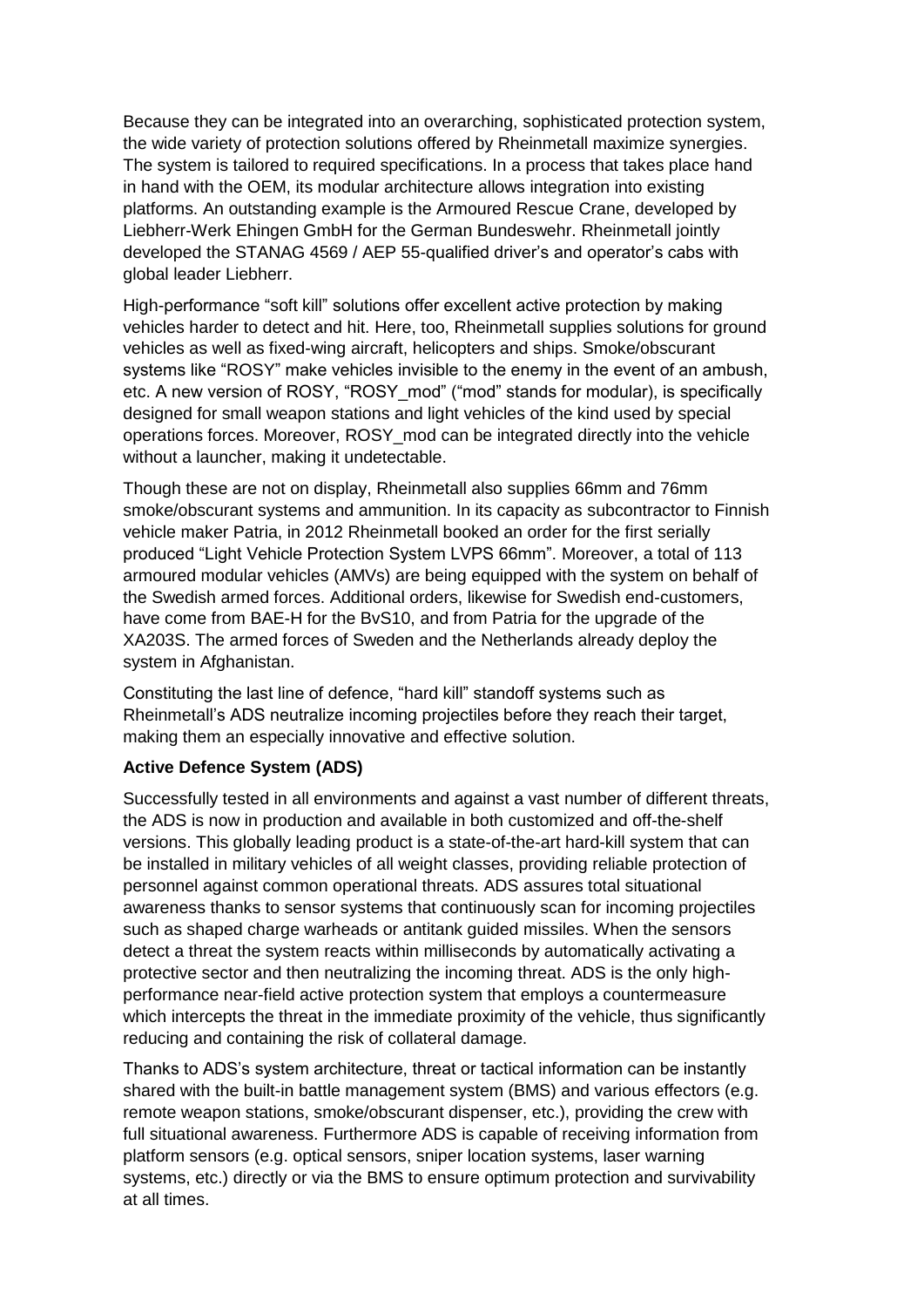Because they can be integrated into an overarching, sophisticated protection system, the wide variety of protection solutions offered by Rheinmetall maximize synergies. The system is tailored to required specifications. In a process that takes place hand in hand with the OEM, its modular architecture allows integration into existing platforms. An outstanding example is the Armoured Rescue Crane, developed by Liebherr-Werk Ehingen GmbH for the German Bundeswehr. Rheinmetall jointly developed the STANAG 4569 / AEP 55-qualified driver's and operator's cabs with global leader Liebherr.

High-performance "soft kill" solutions offer excellent active protection by making vehicles harder to detect and hit. Here, too, Rheinmetall supplies solutions for ground vehicles as well as fixed-wing aircraft, helicopters and ships. Smoke/obscurant systems like "ROSY" make vehicles invisible to the enemy in the event of an ambush, etc. A new version of ROSY, "ROSY_mod" ("mod" stands for modular), is specifically designed for small weapon stations and light vehicles of the kind used by special operations forces. Moreover, ROSY_mod can be integrated directly into the vehicle without a launcher, making it undetectable.

Though these are not on display, Rheinmetall also supplies 66mm and 76mm smoke/obscurant systems and ammunition. In its capacity as subcontractor to Finnish vehicle maker Patria, in 2012 Rheinmetall booked an order for the first serially produced "Light Vehicle Protection System LVPS 66mm". Moreover, a total of 113 armoured modular vehicles (AMVs) are being equipped with the system on behalf of the Swedish armed forces. Additional orders, likewise for Swedish end-customers, have come from BAE-H for the BvS10, and from Patria for the upgrade of the XA203S. The armed forces of Sweden and the Netherlands already deploy the system in Afghanistan.

Constituting the last line of defence, "hard kill" standoff systems such as Rheinmetall's ADS neutralize incoming projectiles before they reach their target, making them an especially innovative and effective solution.

**Active Defence System (ADS)**

Successfully tested in all environments and against a vast number of different threats, the ADS is now in production and available in both customized and off-the-shelf versions. This globally leading product is a state-of-the-art hard-kill system that can be installed in military vehicles of all weight classes, providing reliable protection of personnel against common operational threats. ADS assures total situational awareness thanks to sensor systems that continuously scan for incoming projectiles such as shaped charge warheads or antitank guided missiles. When the sensors detect a threat the system reacts within milliseconds by automatically activating a protective sector and then neutralizing the incoming threat. ADS is the only high-performance near-field active protection system that employs a countermeasure which intercepts the threat in the immediate proximity of the vehicle, thus significantly reducing and containing the risk of collateral damage.

Thanks to ADS's system architecture, threat or tactical information can be instantly shared with the built-in battle management system (BMS) and various effectors (e.g. remote weapon stations, smoke/obscurant dispenser, etc.), providing the crew with full situational awareness. Furthermore ADS is capable of receiving information from platform sensors (e.g. optical sensors, sniper location systems, laser warning systems, etc.) directly or via the BMS to ensure optimum protection and survivability at all times.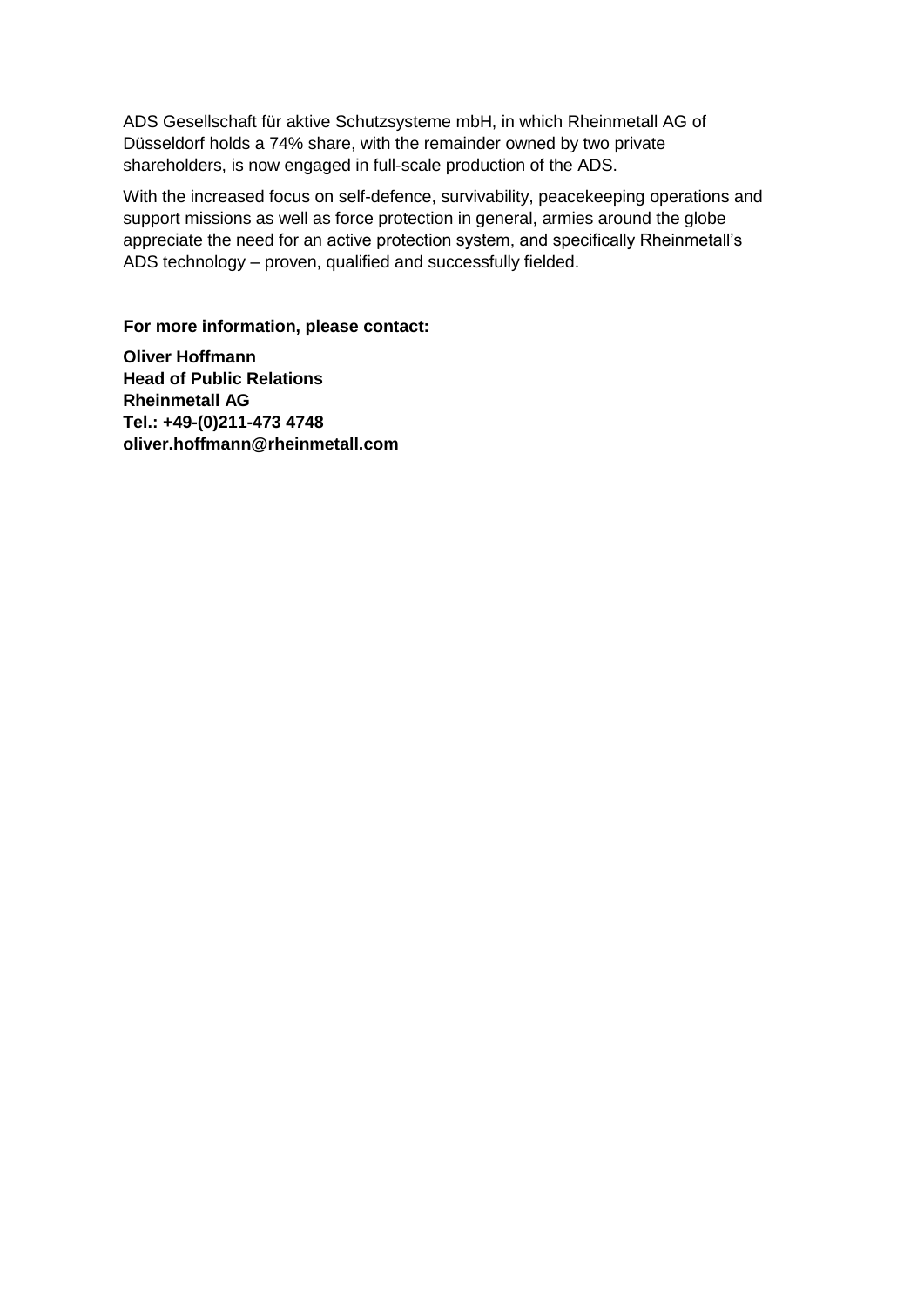ADS Gesellschaft für aktive Schutzsysteme mbH, in which Rheinmetall AG of Düsseldorf holds a 74% share, with the remainder owned by two private shareholders, is now engaged in full-scale production of the ADS.

With the increased focus on self-defence, survivability, peacekeeping operations and support missions as well as force protection in general, armies around the globe appreciate the need for an active protection system, and specifically Rheinmetall's ADS technology – proven, qualified and successfully fielded.

**For more information, please contact:**

**Oliver Hoffmann**
**Head of Public Relations**
**Rheinmetall AG**
**Tel.: +49-(0)211-473 4748**
**oliver.hoffmann@rheinmetall.com**